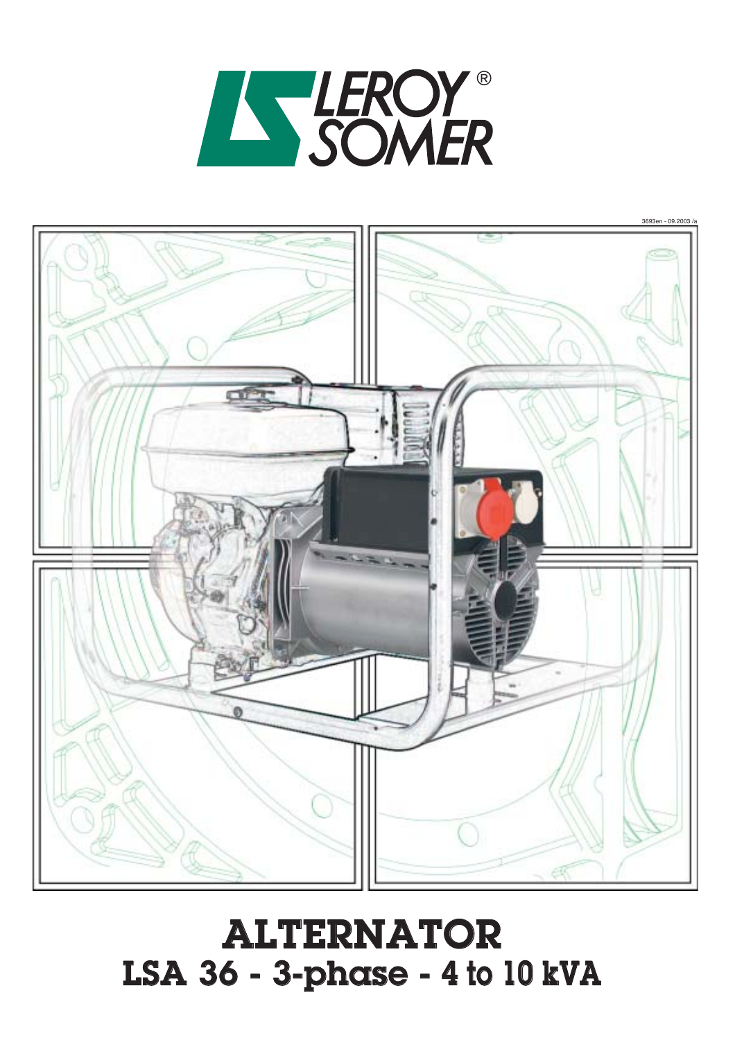LEROY SOMER

3693en - 09.2003 /a

# ALTERNATOR

## LSA 36 - 3-phase - 4 to 10 kVA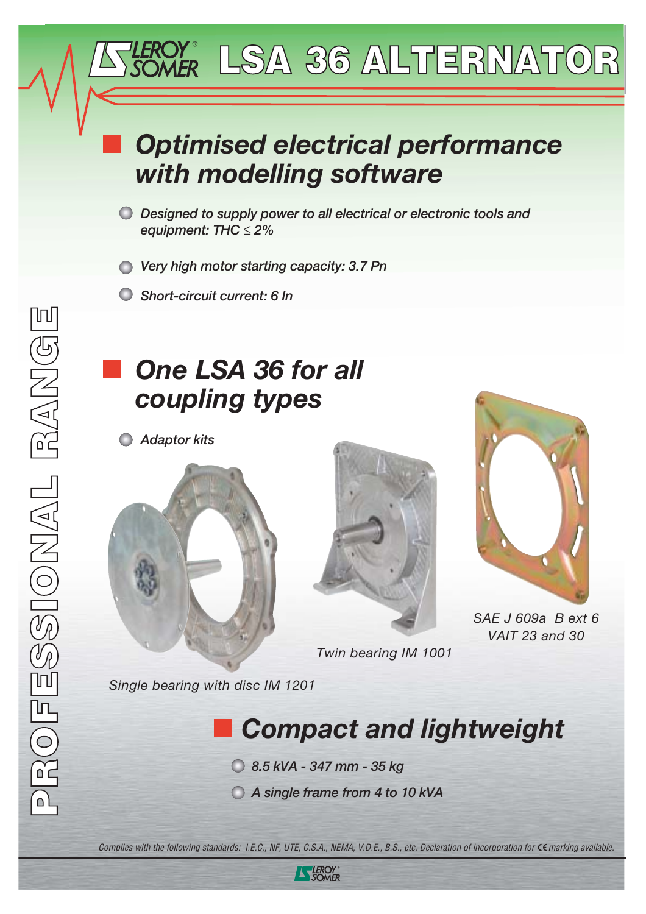# LEROY SOMER LSA 36 ALTERNATOR

PROFESSIONAL RANGE

## Optimised electrical performance with modelling software

- *Designed to supply power to all electrical or electronic tools and equipment: THC ≤ 2%*
- *Very high motor starting capacity: 3.7 Pn*
- *Short-circuit current: 6 In*

## One LSA 36 for all coupling types

- *Adaptor kits*

*SAE J 609a B ext 6 VAIT 23 and 30*

*Twin bearing IM 1001*

*Single bearing with disc IM 1201*

## Compact and lightweight

- *8.5 kVA - 347 mm - 35 kg*
- *A single frame from 4 to 10 kVA*

*Complies with the following standards: I.E.C., NF, UTE, C.S.A., NEMA, V.D.E., B.S., etc. Declaration of incorporation for CE marking available.*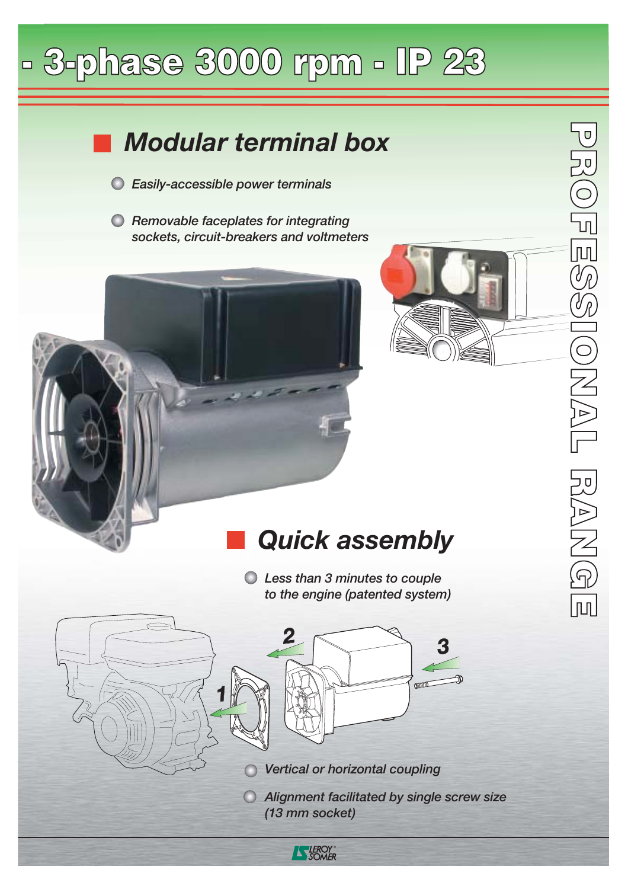# - 3-phase 3000 rpm - IP 23

PROFESSIONAL RANGE

## Modular terminal box

- *Easily-accessible power terminals*
- *Removable faceplates for integrating sockets, circuit-breakers and voltmeters*

## Quick assembly

- *Less than 3 minutes to couple to the engine (patented system)*
- *Vertical or horizontal coupling*
- *Alignment facilitated by single screw size (13 mm socket)*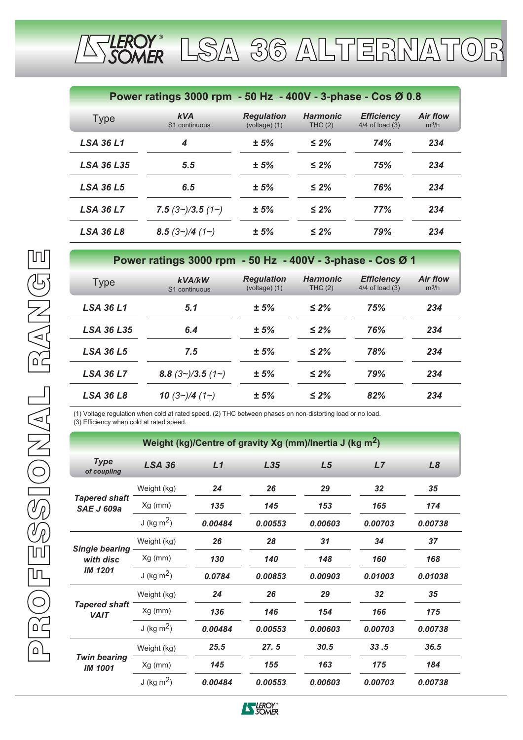# LSA 36 ALTERNATOR

PROFESSIONAL RANGE

## Power ratings 3000 rpm - 50 Hz - 400V - 3-phase - Cos Ø 0.8

| Type | kVA S1 continuous | Regulation (voltage) (1) | Harmonic THC (2) | Efficiency 4/4 of load (3) | Air flow $m^3/h$ |
|---|---|---|---|---|---|
| LSA 36 L1 | 4 | ± 5% | ≤ 2% | 74% | 234 |
| LSA 36 L35 | 5.5 | ± 5% | ≤ 2% | 75% | 234 |
| LSA 36 L5 | 6.5 | ± 5% | ≤ 2% | 76% | 234 |
| LSA 36 L7 | 7.5 (3~)/3.5 (1~) | ± 5% | ≤ 2% | 77% | 234 |
| LSA 36 L8 | 8.5 (3~)/4 (1~) | ± 5% | ≤ 2% | 79% | 234 |

## Power ratings 3000 rpm - 50 Hz - 400V - 3-phase - Cos Ø 1

| Type | kVA/kW S1 continuous | Regulation (voltage) (1) | Harmonic THC (2) | Efficiency 4/4 of load (3) | Air flow $m^3/h$ |
|---|---|---|---|---|---|
| LSA 36 L1 | 5.1 | ± 5% | ≤ 2% | 75% | 234 |
| LSA 36 L35 | 6.4 | ± 5% | ≤ 2% | 76% | 234 |
| LSA 36 L5 | 7.5 | ± 5% | ≤ 2% | 78% | 234 |
| LSA 36 L7 | 8.8 (3~)/3.5 (1~) | ± 5% | ≤ 2% | 79% | 234 |
| LSA 36 L8 | 10 (3~)/4 (1~) | ± 5% | ≤ 2% | 82% | 234 |

(1) Voltage regulation when cold at rated speed. (2) THC between phases on non-distorting load or no load.
(3) Efficiency when cold at rated speed.

## Weight (kg)/Centre of gravity Xg (mm)/Inertia J (kg m$^2$)

| Type of coupling | LSA 36 | L1 | L35 | L5 | L7 | L8 |
|---|---|---|---|---|---|---|
| Tapered shaft SAE J 609a | Weight (kg) | 24 | 26 | 29 | 32 | 35 |
| | Xg (mm) | 135 | 145 | 153 | 165 | 174 |
| | J (kg m$^2$) | 0.00484 | 0.00553 | 0.00603 | 0.00703 | 0.00738 |
| Single bearing with disc IM 1201 | Weight (kg) | 26 | 28 | 31 | 34 | 37 |
| | Xg (mm) | 130 | 140 | 148 | 160 | 168 |
| | J (kg m$^2$) | 0.0784 | 0.00853 | 0.00903 | 0.01003 | 0.01038 |
| Tapered shaft VAIT | Weight (kg) | 24 | 26 | 29 | 32 | 35 |
| | Xg (mm) | 136 | 146 | 154 | 166 | 175 |
| | J (kg m$^2$) | 0.00484 | 0.00553 | 0.00603 | 0.00703 | 0.00738 |
| Twin bearing IM 1001 | Weight (kg) | 25.5 | 27. 5 | 30.5 | 33 .5 | 36.5 |
| | Xg (mm) | 145 | 155 | 163 | 175 | 184 |
| | J (kg m$^2$) | 0.00484 | 0.00553 | 0.00603 | 0.00703 | 0.00738 |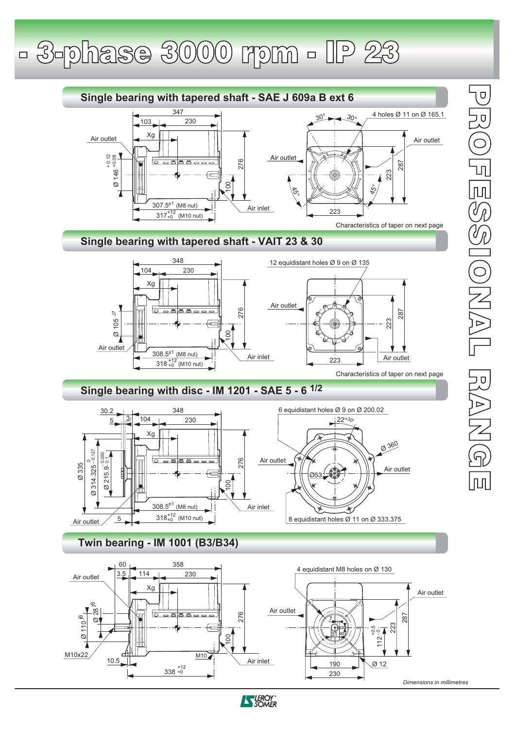# - 3-phase 3000 rpm - IP 23

## Single bearing with tapered shaft - SAE J 609a B ext 6

347, 103, 230, Xg, Air outlet, Ø 146 $^{+0.12}_{+0.08}$, 276, 100, 307.5$^{\pm1}$ (M8 nut), 317$^{+12}_{+0}$ (M10 nut), Air inlet

30°, 30°, 4 holes Ø 11 on Ø 165.1, Air outlet, Air outlet, 45°, 45°, 223, 287, 223

Characteristics of taper on next page

## Single bearing with tapered shaft - VAIT 23 & 30

348, 104, 230, Xg, Ø 105 $^{J7}$, Air outlet, 276, 100, 308.5$^{\pm1}$ (M8 nut), 318$^{+12}_{+0}$ (M10 nut), Air inlet

12 equidistant holes Ø 9 on Ø 135, Air outlet, 223, 287, 223, Air outlet

Characteristics of taper on next page

## Single bearing with disc - IM 1201 - SAE 5 - 6 1/2

30.2, 5, 3, 348, 104, 230, Xg, Ø 335, Ø 314.325 $^{0}_{-0.127}$, Ø 215.9 $^{-0.050}_{-0.1}$, 276, 100, 308.5$^{\pm1}$ (M8 nut), 318$^{+12}_{+0}$ (M10 nut), Air outlet, 5, Air inlet

6 equidistant holes Ø 9 on Ø 200.02, 22°30', Ø 360, Air outlet, Ø53, Air outlet, 8 equidistant holes Ø 11 on Ø 333.375

## Twin bearing - IM 1001 (B3/B34)

60, 3.5, 358, 114, 230, Air outlet, Xg, Ø 110 $^{j6}$, Ø 28 $^{j6}$, 276, 100, M10x22, M10, 10.5, 338 $^{+12}_{+0}$, Air inlet

4 equidistant M8 holes on Ø 130, Air outlet, Air outlet, 7, 31, 8, 112 $^{+0.5}_{-0}$, 223, 287, 190, Ø 12, 230

*Dimensions in millimetres*

PROFESSIONAL RANGE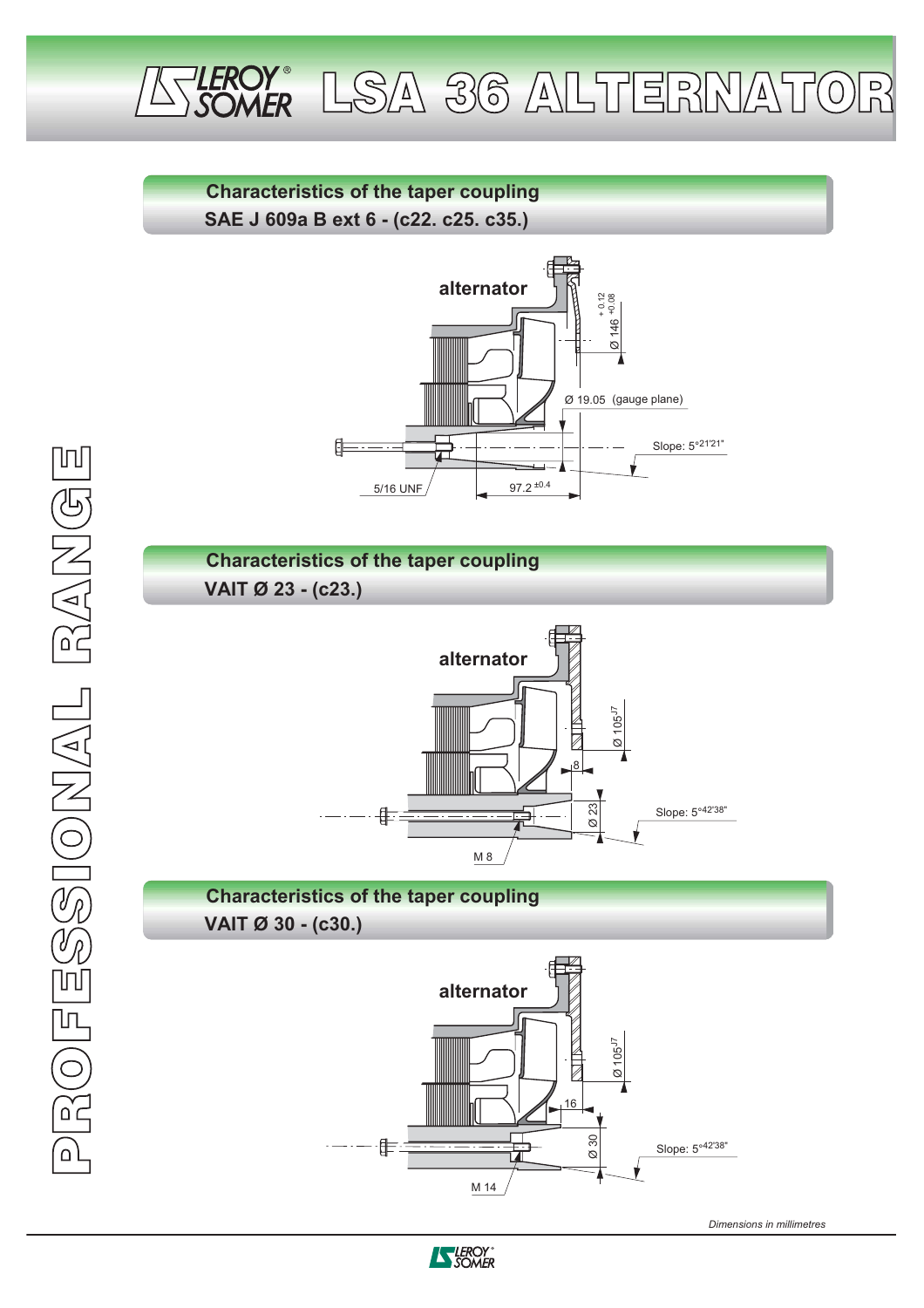# LSA 36 ALTERNATOR

## Characteristics of the taper coupling
## SAE J 609a B ext 6 - (c22. c25. c35.)

alternator

Ø 146 $^{+0.12}_{+0.08}$

Ø 19.05 (gauge plane)

Slope: 5°21'21"

5/16 UNF

97.2 $^{\pm 0.4}$

## Characteristics of the taper coupling
## VAIT Ø 23 - (c23.)

alternator

Ø 105$^{J7}$

8

Ø 23

Slope: 5°42'38"

M 8

## Characteristics of the taper coupling
## VAIT Ø 30 - (c30.)

alternator

Ø 105$^{J7}$

16

Ø 30

Slope: 5°42'38"

M 14

PROFESSIONAL RANGE

*Dimensions in millimetres*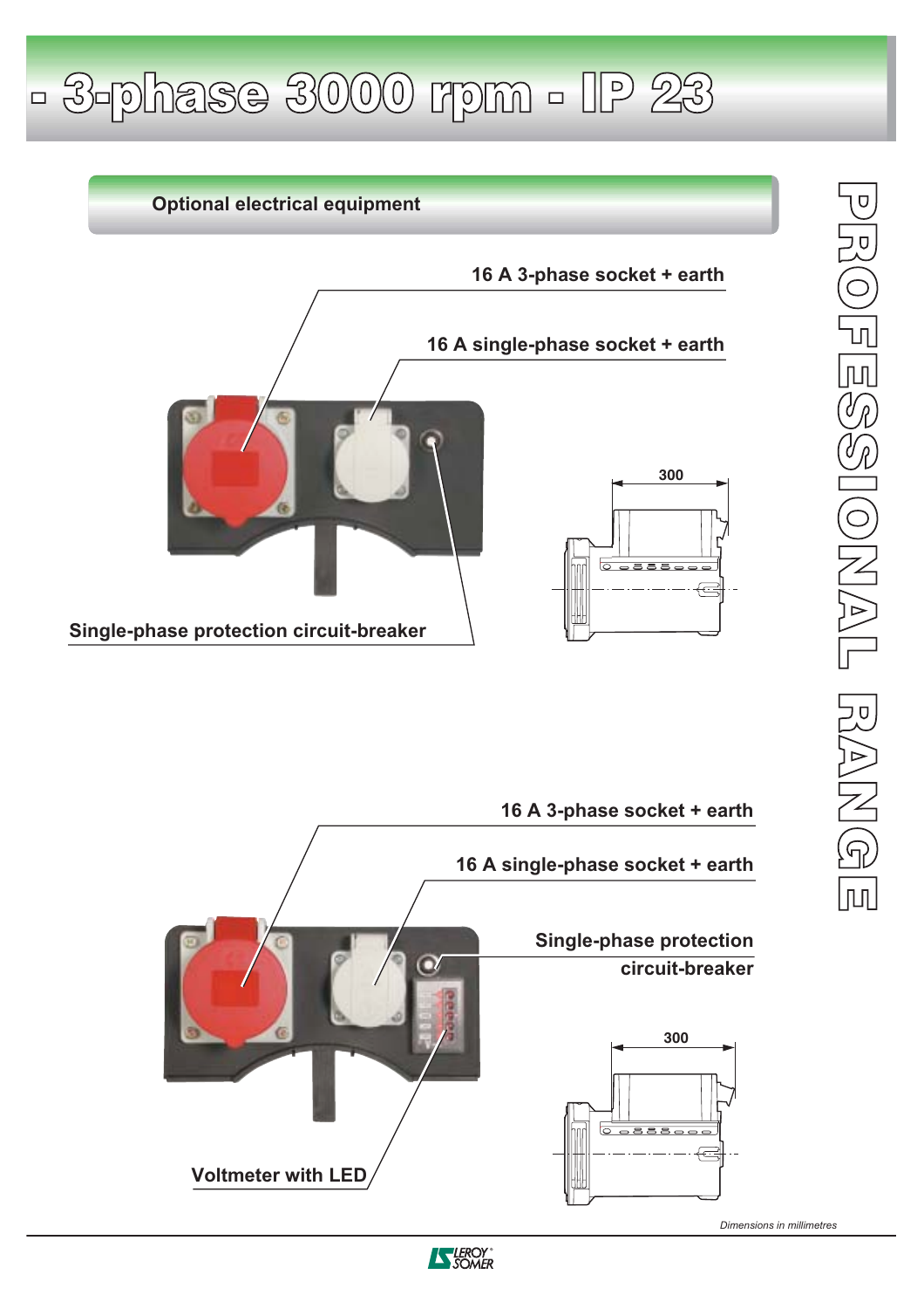# - 3-phase 3000 rpm - IP 23

## Optional electrical equipment

16 A 3-phase socket + earth

16 A single-phase socket + earth

Single-phase protection circuit-breaker

300

16 A 3-phase socket + earth

16 A single-phase socket + earth

Single-phase protection circuit-breaker

Voltmeter with LED

300

*Dimensions in millimetres*

PROFESSIONAL RANGE